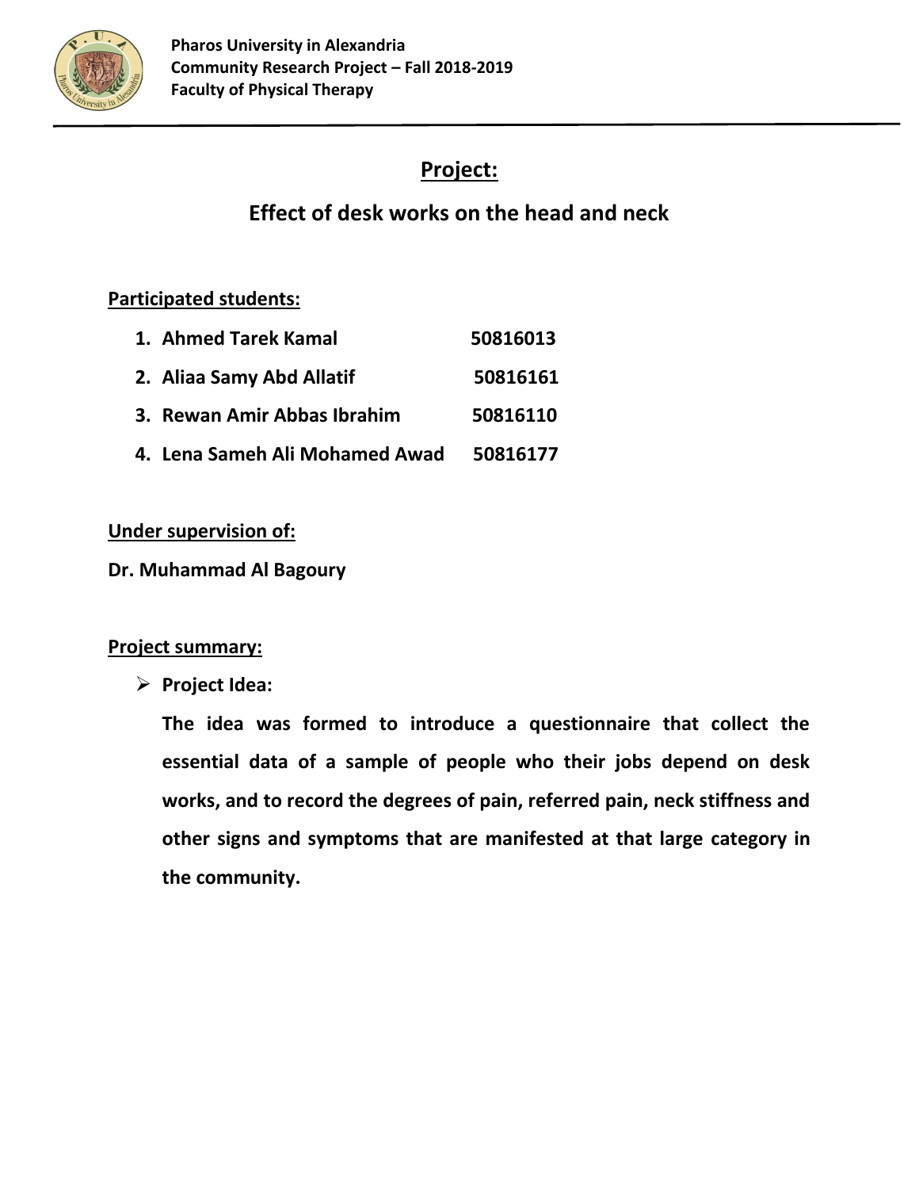**Pharos University in Alexandria**
**Community Research Project – Fall 2018-2019**
**Faculty of Physical Therapy**

# Project:

## Effect of desk works on the head and neck

**Participated students:**

1. **Ahmed Tarek Kamal 50816013**
2. **Aliaa Samy Abd Allatif 50816161**
3. **Rewan Amir Abbas Ibrahim 50816110**
4. **Lena Sameh Ali Mohamed Awad 50816177**

**Under supervision of:**

**Dr. Muhammad Al Bagoury**

**Project summary:**

- **Project Idea:**

  **The idea was formed to introduce a questionnaire that collect the essential data of a sample of people who their jobs depend on desk works, and to record the degrees of pain, referred pain, neck stiffness and other signs and symptoms that are manifested at that large category in the community.**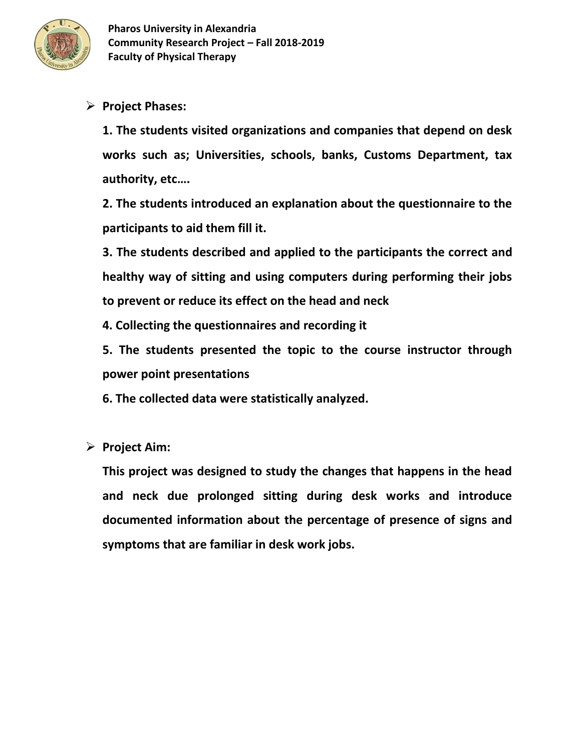- **Project Phases:**

  **1. The students visited organizations and companies that depend on desk works such as; Universities, schools, banks, Customs Department, tax authority, etc….**

  **2. The students introduced an explanation about the questionnaire to the participants to aid them fill it.**

  **3. The students described and applied to the participants the correct and healthy way of sitting and using computers during performing their jobs to prevent or reduce its effect on the head and neck**

  **4. Collecting the questionnaires and recording it**

  **5. The students presented the topic to the course instructor through power point presentations**

  **6. The collected data were statistically analyzed.**

- **Project Aim:**

  **This project was designed to study the changes that happens in the head and neck due prolonged sitting during desk works and introduce documented information about the percentage of presence of signs and symptoms that are familiar in desk work jobs.**